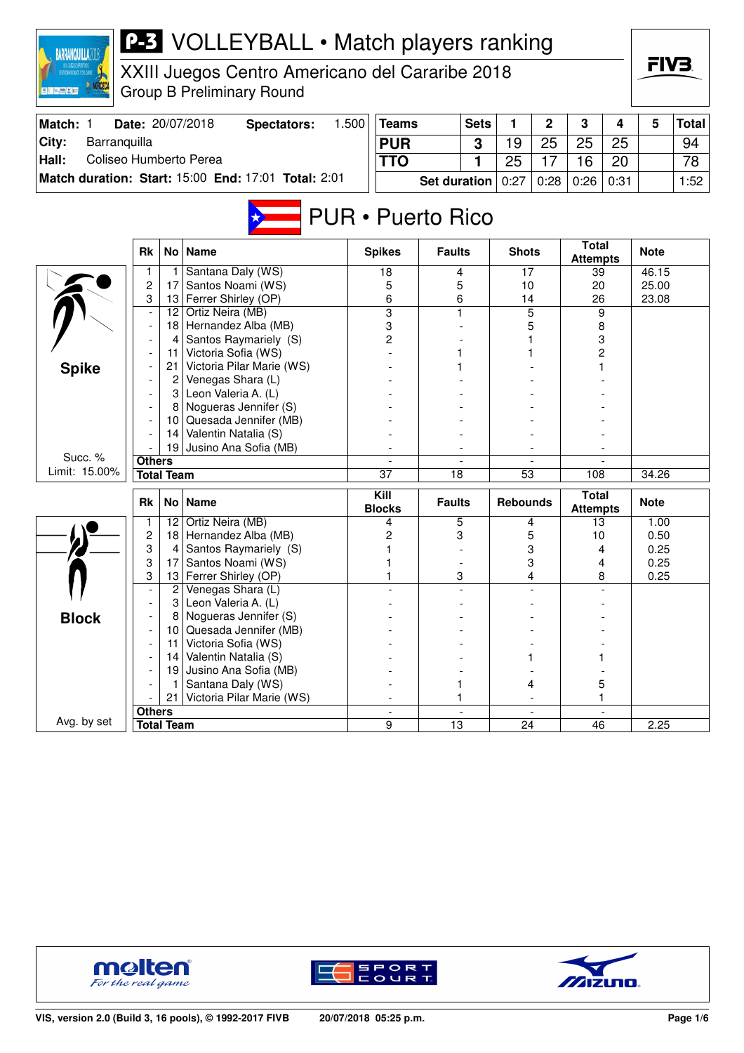# P-3 VOLLEYBALL • Match players ranking

XXIII Juegos Centro Americano del Cararibe 2018
Group B Preliminary Round

| Match: 1 | Date: 20/07/2018 | Spectators: | 1.500 |
|---|---|---|---|
| City: | Barranquilla | | |
| Hall: | Coliseo Humberto Perea | | |
| Match duration: | Start: 15:00 | End: 17:01 | Total: 2:01 |

| Teams | Sets | 1 | 2 | 3 | 4 | 5 | Total |
|---|---|---|---|---|---|---|---|
| PUR | 3 | 19 | 25 | 25 | 25 | | 94 |
| TTO | 1 | 25 | 17 | 16 | 20 | | 78 |
| Set duration | | 0:27 | 0:28 | 0:26 | 0:31 | | 1:52 |

## PUR • Puerto Rico

### Spike

Succ. % Limit: 15.00%

| Rk | No | Name | Spikes | Faults | Shots | Total Attempts | Note |
|---|---|---|---|---|---|---|---|
| 1 | 1 | Santana Daly (WS) | 18 | 4 | 17 | 39 | 46.15 |
| 2 | 17 | Santos Noami (WS) | 5 | 5 | 10 | 20 | 25.00 |
| 3 | 13 | Ferrer Shirley (OP) | 6 | 6 | 14 | 26 | 23.08 |
| - | 12 | Ortiz Neira (MB) | 3 | 1 | 5 | 9 | |
| - | 18 | Hernandez Alba (MB) | 3 | - | 5 | 8 | |
| - | 4 | Santos Raymariely (S) | 2 | - | 1 | 3 | |
| - | 11 | Victoria Sofia (WS) | - | 1 | 1 | 2 | |
| - | 21 | Victoria Pilar Marie (WS) | - | 1 | - | 1 | |
| - | 2 | Venegas Shara (L) | - | - | - | - | |
| - | 3 | Leon Valeria A. (L) | - | - | - | - | |
| - | 8 | Nogueras Jennifer (S) | - | - | - | - | |
| - | 10 | Quesada Jennifer (MB) | - | - | - | - | |
| - | 14 | Valentin Natalia (S) | - | - | - | - | |
| - | 19 | Jusino Ana Sofia (MB) | - | - | - | - | |
| Others | | | - | - | - | - | |
| Total Team | | | 37 | 18 | 53 | 108 | 34.26 |

### Block

Avg. by set

| Rk | No | Name | Kill Blocks | Faults | Rebounds | Total Attempts | Note |
|---|---|---|---|---|---|---|---|
| 1 | 12 | Ortiz Neira (MB) | 4 | 5 | 4 | 13 | 1.00 |
| 2 | 18 | Hernandez Alba (MB) | 2 | 3 | 5 | 10 | 0.50 |
| 3 | 4 | Santos Raymariely (S) | 1 | - | 3 | 4 | 0.25 |
| 3 | 17 | Santos Noami (WS) | 1 | - | 3 | 4 | 0.25 |
| 3 | 13 | Ferrer Shirley (OP) | 1 | 3 | 4 | 8 | 0.25 |
| - | 2 | Venegas Shara (L) | - | - | - | - | |
| - | 3 | Leon Valeria A. (L) | - | - | - | - | |
| - | 8 | Nogueras Jennifer (S) | - | - | - | - | |
| - | 10 | Quesada Jennifer (MB) | - | - | - | - | |
| - | 11 | Victoria Sofia (WS) | - | - | - | - | |
| - | 14 | Valentin Natalia (S) | - | - | 1 | 1 | |
| - | 19 | Jusino Ana Sofia (MB) | - | - | - | - | |
| - | 1 | Santana Daly (WS) | - | 1 | 4 | 5 | |
| - | 21 | Victoria Pilar Marie (WS) | - | 1 | - | 1 | |
| Others | | | - | - | - | - | |
| Total Team | | | 9 | 13 | 24 | 46 | 2.25 |

VIS, version 2.0 (Build 3, 16 pools), © 1992-2017 FIVB — 20/07/2018 05:25 p.m.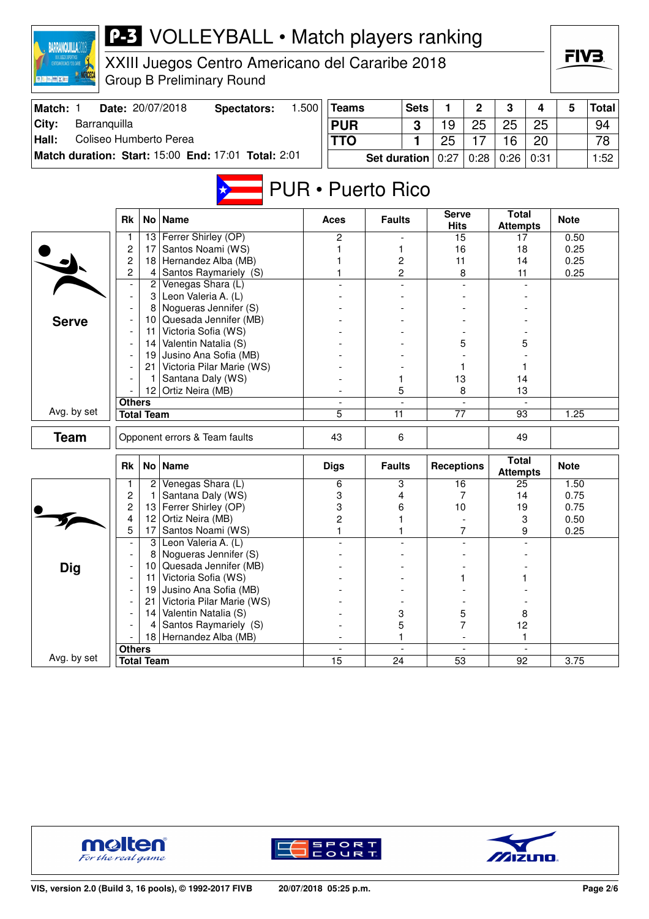# P-3 VOLLEYBALL • Match players ranking

XXIII Juegos Centro Americano del Cararibe 2018

Group B Preliminary Round

| Match: 1 | Date: 20/07/2018 | Spectators: | 1.500 |
|---|---|---|---|
| City: | Barranquilla | | |
| Hall: | Coliseo Humberto Perea | | |
| Match duration: | Start: 15:00 | End: 17:01 | Total: 2:01 |

| Teams | Sets | 1 | 2 | 3 | 4 | 5 | Total |
|---|---|---|---|---|---|---|---|
| PUR | 3 | 19 | 25 | 25 | 25 | | 94 |
| TTO | 1 | 25 | 17 | 16 | 20 | | 78 |
| Set duration | | 0:27 | 0:28 | 0:26 | 0:31 | | 1:52 |

## PUR • Puerto Rico

### Serve

| Rk | No | Name | Aces | Faults | Serve Hits | Total Attempts | Note |
|---|---|---|---|---|---|---|---|
| 1 | 13 | Ferrer Shirley (OP) | 2 | - | 15 | 17 | 0.50 |
| 2 | 17 | Santos Noami (WS) | 1 | 1 | 16 | 18 | 0.25 |
| 2 | 18 | Hernandez Alba (MB) | 1 | 2 | 11 | 14 | 0.25 |
| 2 | 4 | Santos Raymariely (S) | 1 | 2 | 8 | 11 | 0.25 |
| - | 2 | Venegas Shara (L) | - | - | - | - | |
| - | 3 | Leon Valeria A. (L) | - | - | - | - | |
| - | 8 | Nogueras Jennifer (S) | - | - | - | - | |
| - | 10 | Quesada Jennifer (MB) | - | - | - | - | |
| - | 11 | Victoria Sofia (WS) | - | - | - | - | |
| - | 14 | Valentin Natalia (S) | - | - | 5 | 5 | |
| - | 19 | Jusino Ana Sofia (MB) | - | - | - | - | |
| - | 21 | Victoria Pilar Marie (WS) | - | - | 1 | 1 | |
| - | 1 | Santana Daly (WS) | - | 1 | 13 | 14 | |
| - | 12 | Ortiz Neira (MB) | - | 5 | 8 | 13 | |
| Others | | | - | - | - | - | |
| Total Team | | | 5 | 11 | 77 | 93 | 1.25 |

Avg. by set

### Team

| | Aces | Faults | | Total Attempts | |
|---|---|---|---|---|---|
| Opponent errors & Team faults | 43 | 6 | | 49 | |

### Dig

| Rk | No | Name | Digs | Faults | Receptions | Total Attempts | Note |
|---|---|---|---|---|---|---|---|
| 1 | 2 | Venegas Shara (L) | 6 | 3 | 16 | 25 | 1.50 |
| 2 | 1 | Santana Daly (WS) | 3 | 4 | 7 | 14 | 0.75 |
| 2 | 13 | Ferrer Shirley (OP) | 3 | 6 | 10 | 19 | 0.75 |
| 4 | 12 | Ortiz Neira (MB) | 2 | 1 | - | 3 | 0.50 |
| 5 | 17 | Santos Noami (WS) | 1 | 1 | 7 | 9 | 0.25 |
| - | 3 | Leon Valeria A. (L) | - | - | - | - | |
| - | 8 | Nogueras Jennifer (S) | - | - | - | - | |
| - | 10 | Quesada Jennifer (MB) | - | - | - | - | |
| - | 11 | Victoria Sofia (WS) | - | - | 1 | 1 | |
| - | 19 | Jusino Ana Sofia (MB) | - | - | - | - | |
| - | 21 | Victoria Pilar Marie (WS) | - | - | - | - | |
| - | 14 | Valentin Natalia (S) | - | 3 | 5 | 8 | |
| - | 4 | Santos Raymariely (S) | - | 5 | 7 | 12 | |
| - | 18 | Hernandez Alba (MB) | - | 1 | - | 1 | |
| Others | | | - | - | - | - | |
| Total Team | | | 15 | 24 | 53 | 92 | 3.75 |

Avg. by set

VIS, version 2.0 (Build 3, 16 pools), © 1992-2017 FIVB 20/07/2018 05:25 p.m.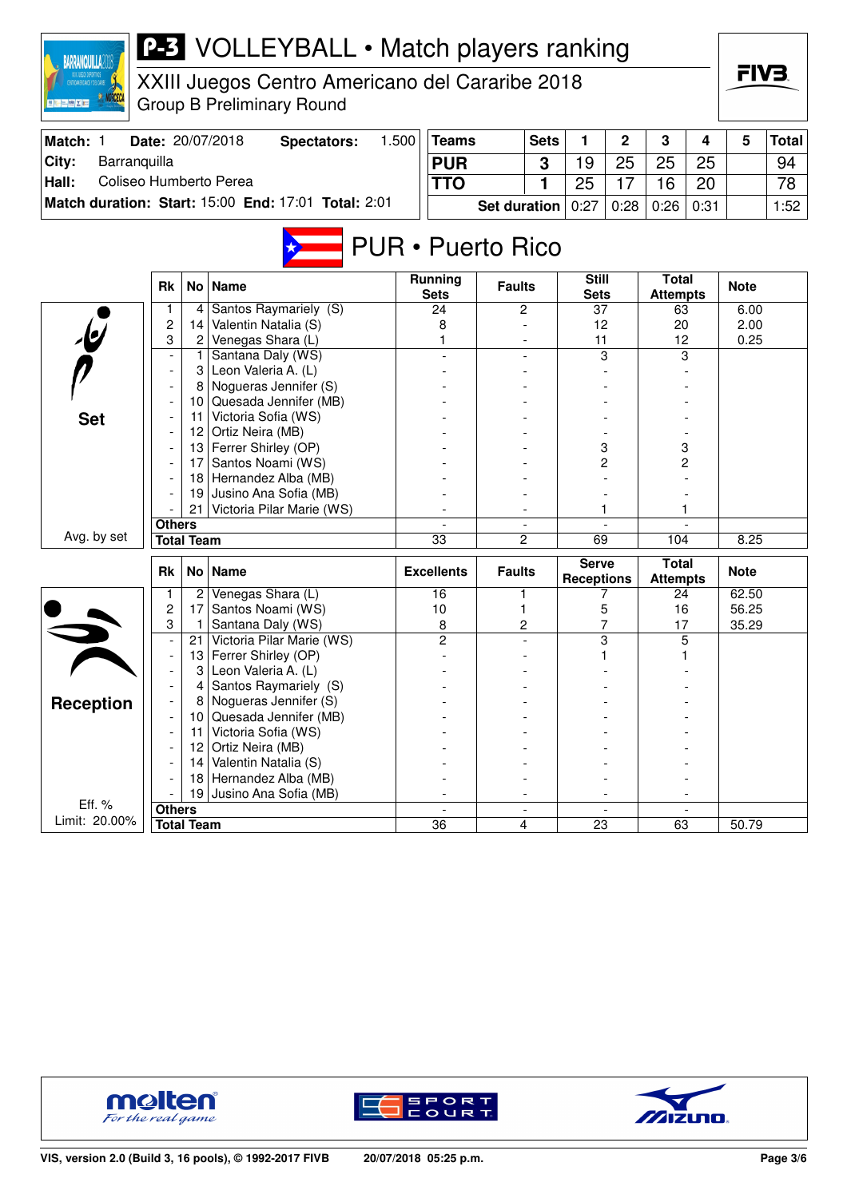# P-3 VOLLEYBALL • Match players ranking

XXIII Juegos Centro Americano del Cararibe 2018
Group B Preliminary Round

| Match: 1 | Date: 20/07/2018 | Spectators: | 1.500 |
|---|---|---|---|
| City: | Barranquilla | | |
| Hall: | Coliseo Humberto Perea | | |
| Match duration: | Start: 15:00 | End: 17:01 | Total: 2:01 |

| Teams | Sets | 1 | 2 | 3 | 4 | 5 | Total |
|---|---|---|---|---|---|---|---|
| PUR | 3 | 19 | 25 | 25 | 25 | | 94 |
| TTO | 1 | 25 | 17 | 16 | 20 | | 78 |
| Set duration | | 0:27 | 0:28 | 0:26 | 0:31 | | 1:52 |

## PUR • Puerto Rico

### Set

| Rk | No | Name | Running Sets | Faults | Still Sets | Total Attempts | Note |
|---|---|---|---|---|---|---|---|
| 1 | 4 | Santos Raymariely (S) | 24 | 2 | 37 | 63 | 6.00 |
| 2 | 14 | Valentin Natalia (S) | 8 | - | 12 | 20 | 2.00 |
| 3 | 2 | Venegas Shara (L) | 1 | - | 11 | 12 | 0.25 |
| - | 1 | Santana Daly (WS) | - | - | 3 | 3 | |
| - | 3 | Leon Valeria A. (L) | - | - | - | - | |
| - | 8 | Nogueras Jennifer (S) | - | - | - | - | |
| - | 10 | Quesada Jennifer (MB) | - | - | - | - | |
| - | 11 | Victoria Sofia (WS) | - | - | - | - | |
| - | 12 | Ortiz Neira (MB) | - | - | - | - | |
| - | 13 | Ferrer Shirley (OP) | - | - | 3 | 3 | |
| - | 17 | Santos Noami (WS) | - | - | 2 | 2 | |
| - | 18 | Hernandez Alba (MB) | - | - | - | - | |
| - | 19 | Jusino Ana Sofia (MB) | - | - | - | - | |
| - | 21 | Victoria Pilar Marie (WS) | - | - | 1 | 1 | |
| Others | | | - | - | - | - | |
| Total Team | | | 33 | 2 | 69 | 104 | 8.25 |

Avg. by set

### Reception

| Rk | No | Name | Excellents | Faults | Serve Receptions | Total Attempts | Note |
|---|---|---|---|---|---|---|---|
| 1 | 2 | Venegas Shara (L) | 16 | 1 | 7 | 24 | 62.50 |
| 2 | 17 | Santos Noami (WS) | 10 | 1 | 5 | 16 | 56.25 |
| 3 | 1 | Santana Daly (WS) | 8 | 2 | 7 | 17 | 35.29 |
| - | 21 | Victoria Pilar Marie (WS) | 2 | - | 3 | 5 | |
| - | 13 | Ferrer Shirley (OP) | - | - | 1 | 1 | |
| - | 3 | Leon Valeria A. (L) | - | - | - | - | |
| - | 4 | Santos Raymariely (S) | - | - | - | - | |
| - | 8 | Nogueras Jennifer (S) | - | - | - | - | |
| - | 10 | Quesada Jennifer (MB) | - | - | - | - | |
| - | 11 | Victoria Sofia (WS) | - | - | - | - | |
| - | 12 | Ortiz Neira (MB) | - | - | - | - | |
| - | 14 | Valentin Natalia (S) | - | - | - | - | |
| - | 18 | Hernandez Alba (MB) | - | - | - | - | |
| - | 19 | Jusino Ana Sofia (MB) | - | - | - | - | |
| Others | | | - | - | - | - | |
| Total Team | | | 36 | 4 | 23 | 63 | 50.79 |

Eff. %
Limit: 20.00%

VIS, version 2.0 (Build 3, 16 pools), © 1992-2017 FIVB 20/07/2018 05:25 p.m.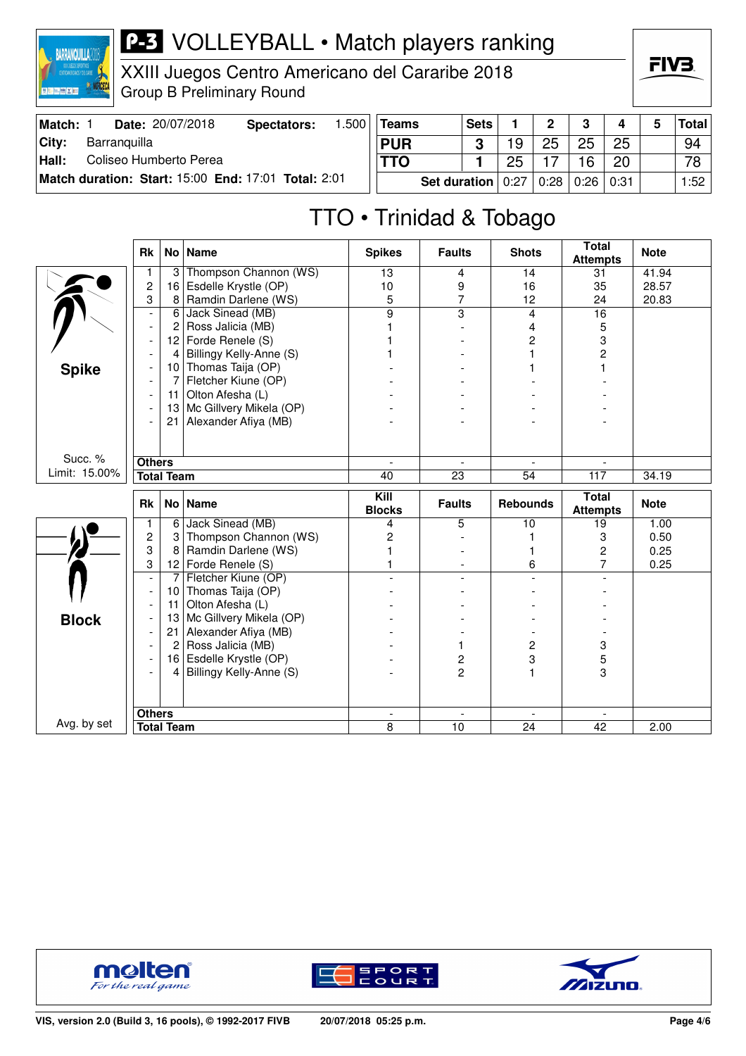# VOLLEYBALL • Match players ranking

XXIII Juegos Centro Americano del Cararibe 2018
Group B Preliminary Round

| Match: 1 | Date: 20/07/2018 | Spectators: | 1.500 |
|---|---|---|---|
| City: | Barranquilla | | |
| Hall: | Coliseo Humberto Perea | | |
| Match duration: | Start: 15:00 | End: 17:01 | Total: 2:01 |

| Teams | Sets | 1 | 2 | 3 | 4 | 5 | Total |
|---|---|---|---|---|---|---|---|
| PUR | 3 | 19 | 25 | 25 | 25 | | 94 |
| TTO | 1 | 25 | 17 | 16 | 20 | | 78 |
| Set duration | | 0:27 | 0:28 | 0:26 | 0:31 | | 1:52 |

## TTO • Trinidad & Tobago

### Spike

Succ. % Limit: 15.00%

| Rk | No | Name | Spikes | Faults | Shots | Total Attempts | Note |
|---|---|---|---|---|---|---|---|
| 1 | 3 | Thompson Channon (WS) | 13 | 4 | 14 | 31 | 41.94 |
| 2 | 16 | Esdelle Krystle (OP) | 10 | 9 | 16 | 35 | 28.57 |
| 3 | 8 | Ramdin Darlene (WS) | 5 | 7 | 12 | 24 | 20.83 |
| - | 6 | Jack Sinead (MB) | 9 | 3 | 4 | 16 | |
| - | 2 | Ross Jalicia (MB) | 1 | - | 4 | 5 | |
| - | 12 | Forde Renele (S) | 1 | - | 2 | 3 | |
| - | 4 | Billingy Kelly-Anne (S) | 1 | - | 1 | 2 | |
| - | 10 | Thomas Taija (OP) | - | - | 1 | 1 | |
| - | 7 | Fletcher Kiune (OP) | - | - | - | - | |
| - | 11 | Olton Afesha (L) | - | - | - | - | |
| - | 13 | Mc Gillvery Mikela (OP) | - | - | - | - | |
| - | 21 | Alexander Afiya (MB) | - | - | - | - | |
| Others | | | - | - | - | - | |
| Total Team | | | 40 | 23 | 54 | 117 | 34.19 |

### Block

Avg. by set

| Rk | No | Name | Kill Blocks | Faults | Rebounds | Total Attempts | Note |
|---|---|---|---|---|---|---|---|
| 1 | 6 | Jack Sinead (MB) | 4 | 5 | 10 | 19 | 1.00 |
| 2 | 3 | Thompson Channon (WS) | 2 | - | 1 | 3 | 0.50 |
| 3 | 8 | Ramdin Darlene (WS) | 1 | - | 1 | 2 | 0.25 |
| 3 | 12 | Forde Renele (S) | 1 | - | 6 | 7 | 0.25 |
| - | 7 | Fletcher Kiune (OP) | - | - | - | - | |
| - | 10 | Thomas Taija (OP) | - | - | - | - | |
| - | 11 | Olton Afesha (L) | - | - | - | - | |
| - | 13 | Mc Gillvery Mikela (OP) | - | - | - | - | |
| - | 21 | Alexander Afiya (MB) | - | - | - | - | |
| - | 2 | Ross Jalicia (MB) | - | 1 | 2 | 3 | |
| - | 16 | Esdelle Krystle (OP) | - | 2 | 3 | 5 | |
| - | 4 | Billingy Kelly-Anne (S) | - | 2 | 1 | 3 | |
| Others | | | - | - | - | - | |
| Total Team | | | 8 | 10 | 24 | 42 | 2.00 |

VIS, version 2.0 (Build 3, 16 pools), © 1992-2017 FIVB — 20/07/2018 05:25 p.m.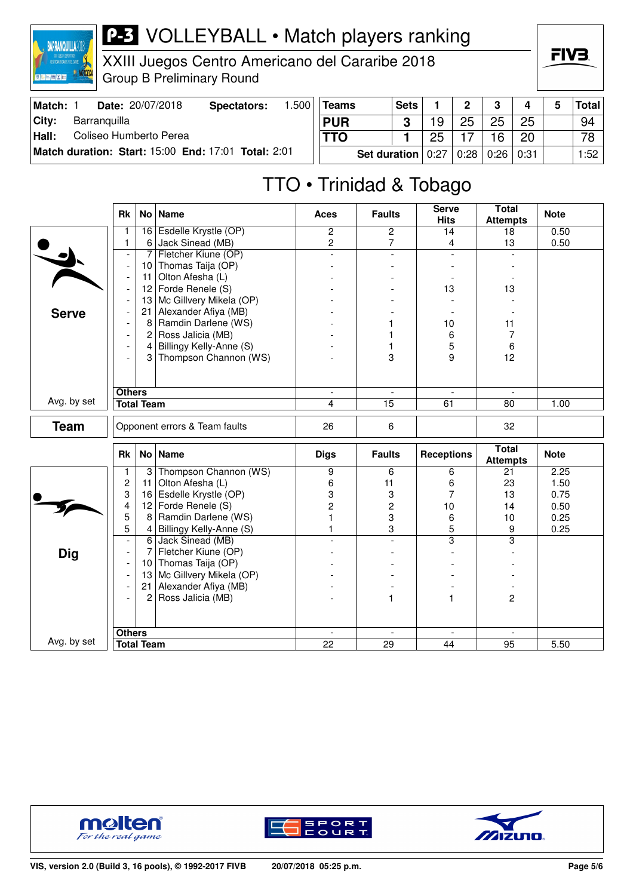# P-3 VOLLEYBALL • Match players ranking

XXIII Juegos Centro Americano del Cararibe 2018

Group B Preliminary Round

| Match: 1 | Date: 20/07/2018 | Spectators: | 1.500 |
|---|---|---|---|
| City: | Barranquilla | | |
| Hall: | Coliseo Humberto Perea | | |
| Match duration: | Start: 15:00 | End: 17:01 | Total: 2:01 |

| Teams | Sets | 1 | 2 | 3 | 4 | 5 | Total |
|---|---|---|---|---|---|---|---|
| PUR | 3 | 19 | 25 | 25 | 25 | | 94 |
| TTO | 1 | 25 | 17 | 16 | 20 | | 78 |
| Set duration | | 0:27 | 0:28 | 0:26 | 0:31 | | 1:52 |

## TTO • Trinidad & Tobago

### Serve

| Rk | No | Name | Aces | Faults | Serve Hits | Total Attempts | Note |
|---|---|---|---|---|---|---|---|
| 1 | 16 | Esdelle Krystle (OP) | 2 | 2 | 14 | 18 | 0.50 |
| 1 | 6 | Jack Sinead (MB) | 2 | 7 | 4 | 13 | 0.50 |
| - | 7 | Fletcher Kiune (OP) | - | - | - | - | |
| - | 10 | Thomas Taija (OP) | - | - | - | - | |
| - | 11 | Olton Afesha (L) | - | - | - | - | |
| - | 12 | Forde Renele (S) | - | - | 13 | 13 | |
| - | 13 | Mc Gillvery Mikela (OP) | - | - | - | - | |
| - | 21 | Alexander Afiya (MB) | - | - | - | - | |
| - | 8 | Ramdin Darlene (WS) | - | 1 | 10 | 11 | |
| - | 2 | Ross Jalicia (MB) | - | 1 | 6 | 7 | |
| - | 4 | Billingy Kelly-Anne (S) | - | 1 | 5 | 6 | |
| - | 3 | Thompson Channon (WS) | - | 3 | 9 | 12 | |
| Others | | | - | - | - | - | |
| Total Team | | | 4 | 15 | 61 | 80 | 1.00 |

Avg. by set

### Team

| | Aces | Faults | Serve Hits | Total Attempts | Note |
|---|---|---|---|---|---|
| Opponent errors & Team faults | 26 | 6 | | 32 | |

### Dig

| Rk | No | Name | Digs | Faults | Receptions | Total Attempts | Note |
|---|---|---|---|---|---|---|---|
| 1 | 3 | Thompson Channon (WS) | 9 | 6 | 6 | 21 | 2.25 |
| 2 | 11 | Olton Afesha (L) | 6 | 11 | 6 | 23 | 1.50 |
| 3 | 16 | Esdelle Krystle (OP) | 3 | 3 | 7 | 13 | 0.75 |
| 4 | 12 | Forde Renele (S) | 2 | 2 | 10 | 14 | 0.50 |
| 5 | 8 | Ramdin Darlene (WS) | 1 | 3 | 6 | 10 | 0.25 |
| 5 | 4 | Billingy Kelly-Anne (S) | 1 | 3 | 5 | 9 | 0.25 |
| - | 6 | Jack Sinead (MB) | - | - | 3 | 3 | |
| - | 7 | Fletcher Kiune (OP) | - | - | - | - | |
| - | 10 | Thomas Taija (OP) | - | - | - | - | |
| - | 13 | Mc Gillvery Mikela (OP) | - | - | - | - | |
| - | 21 | Alexander Afiya (MB) | - | - | - | - | |
| - | 2 | Ross Jalicia (MB) | - | 1 | 1 | 2 | |
| Others | | | - | - | - | - | |
| Total Team | | | 22 | 29 | 44 | 95 | 5.50 |

Avg. by set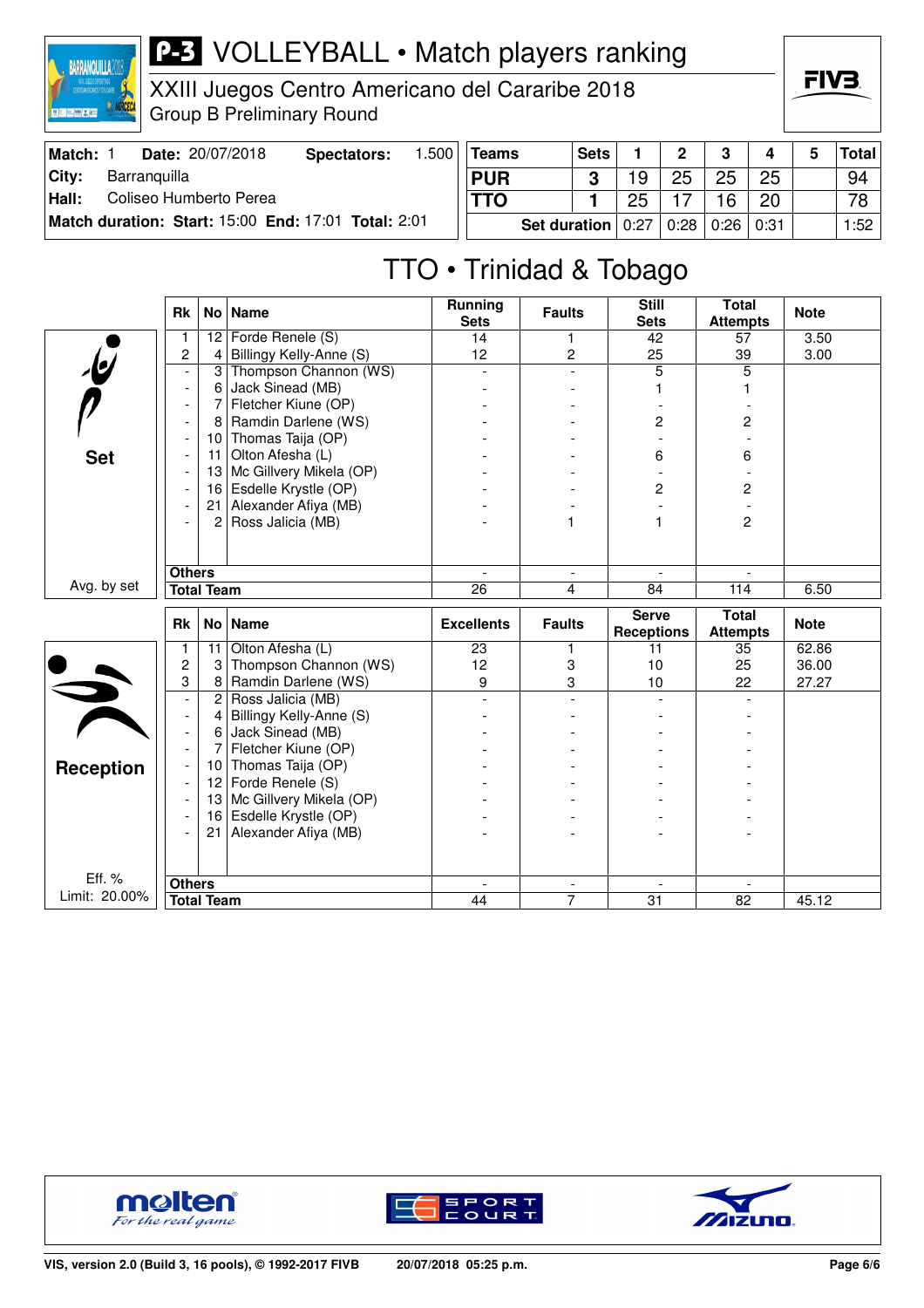# P-3 VOLLEYBALL • Match players ranking

XXIII Juegos Centro Americano del Cararibe 2018
Group B Preliminary Round

| | | | |
|---|---|---|---|
| **Match:** 1 | **Date:** 20/07/2018 | **Spectators:** | 1.500 |
| **City:** | Barranquilla | | |
| **Hall:** | Coliseo Humberto Perea | | |
| **Match duration: Start:** 15:00 | **End:** 17:01 | **Total:** 2:01 | |

| Teams | Sets | 1 | 2 | 3 | 4 | 5 | Total |
|---|---|---|---|---|---|---|---|
| PUR | 3 | 19 | 25 | 25 | 25 | | 94 |
| TTO | 1 | 25 | 17 | 16 | 20 | | 78 |
| Set duration | | 0:27 | 0:28 | 0:26 | 0:31 | | 1:52 |

## TTO • Trinidad & Tobago

### Set

| Rk | No | Name | Running Sets | Faults | Still Sets | Total Attempts | Note |
|---|---|---|---|---|---|---|---|
| 1 | 12 | Forde Renele (S) | 14 | 1 | 42 | 57 | 3.50 |
| 2 | 4 | Billingy Kelly-Anne (S) | 12 | 2 | 25 | 39 | 3.00 |
| - | 3 | Thompson Channon (WS) | - | - | 5 | 5 | |
| - | 6 | Jack Sinead (MB) | - | - | 1 | 1 | |
| - | 7 | Fletcher Kiune (OP) | - | - | - | - | |
| - | 8 | Ramdin Darlene (WS) | - | - | 2 | 2 | |
| - | 10 | Thomas Taija (OP) | - | - | - | - | |
| - | 11 | Olton Afesha (L) | - | - | 6 | 6 | |
| - | 13 | Mc Gillvery Mikela (OP) | - | - | - | - | |
| - | 16 | Esdelle Krystle (OP) | - | - | 2 | 2 | |
| - | 21 | Alexander Afiya (MB) | - | - | - | - | |
| - | 2 | Ross Jalicia (MB) | - | 1 | 1 | 2 | |
| Others | | | - | - | - | - | |
| Total Team | | | 26 | 4 | 84 | 114 | 6.50 |

Avg. by set

### Reception

| Rk | No | Name | Excellents | Faults | Serve Receptions | Total Attempts | Note |
|---|---|---|---|---|---|---|---|
| 1 | 11 | Olton Afesha (L) | 23 | 1 | 11 | 35 | 62.86 |
| 2 | 3 | Thompson Channon (WS) | 12 | 3 | 10 | 25 | 36.00 |
| 3 | 8 | Ramdin Darlene (WS) | 9 | 3 | 10 | 22 | 27.27 |
| - | 2 | Ross Jalicia (MB) | - | - | - | - | |
| - | 4 | Billingy Kelly-Anne (S) | - | - | - | - | |
| - | 6 | Jack Sinead (MB) | - | - | - | - | |
| - | 7 | Fletcher Kiune (OP) | - | - | - | - | |
| - | 10 | Thomas Taija (OP) | - | - | - | - | |
| - | 12 | Forde Renele (S) | - | - | - | - | |
| - | 13 | Mc Gillvery Mikela (OP) | - | - | - | - | |
| - | 16 | Esdelle Krystle (OP) | - | - | - | - | |
| - | 21 | Alexander Afiya (MB) | - | - | - | - | |
| Others | | | - | - | - | - | |
| Total Team | | | 44 | 7 | 31 | 82 | 45.12 |

Eff. %
Limit: 20.00%

VIS, version 2.0 (Build 3, 16 pools), © 1992-2017 FIVB — 20/07/2018 05:25 p.m.